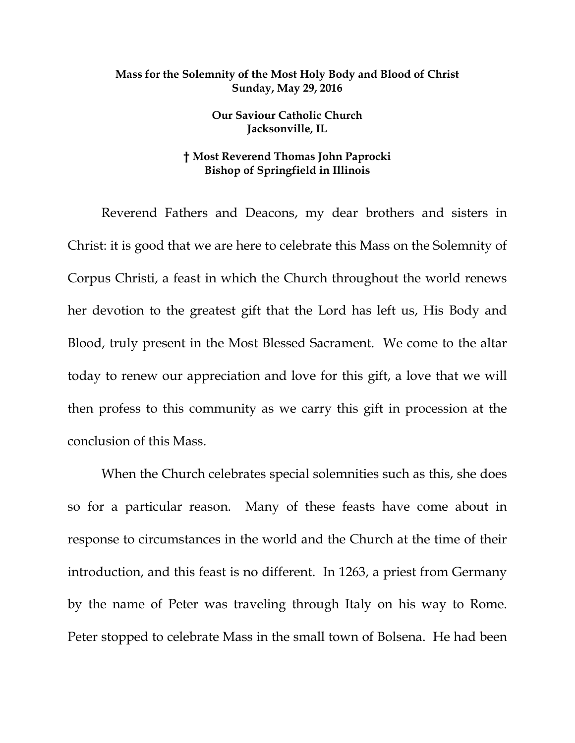**Mass for the Solemnity of the Most Holy Body and Blood of Christ**
**Sunday, May 29, 2016**

**Our Saviour Catholic Church**
**Jacksonville, IL**

**† Most Reverend Thomas John Paprocki**
**Bishop of Springfield in Illinois**

Reverend Fathers and Deacons, my dear brothers and sisters in Christ: it is good that we are here to celebrate this Mass on the Solemnity of Corpus Christi, a feast in which the Church throughout the world renews her devotion to the greatest gift that the Lord has left us, His Body and Blood, truly present in the Most Blessed Sacrament. We come to the altar today to renew our appreciation and love for this gift, a love that we will then profess to this community as we carry this gift in procession at the conclusion of this Mass.

When the Church celebrates special solemnities such as this, she does so for a particular reason. Many of these feasts have come about in response to circumstances in the world and the Church at the time of their introduction, and this feast is no different. In 1263, a priest from Germany by the name of Peter was traveling through Italy on his way to Rome. Peter stopped to celebrate Mass in the small town of Bolsena. He had been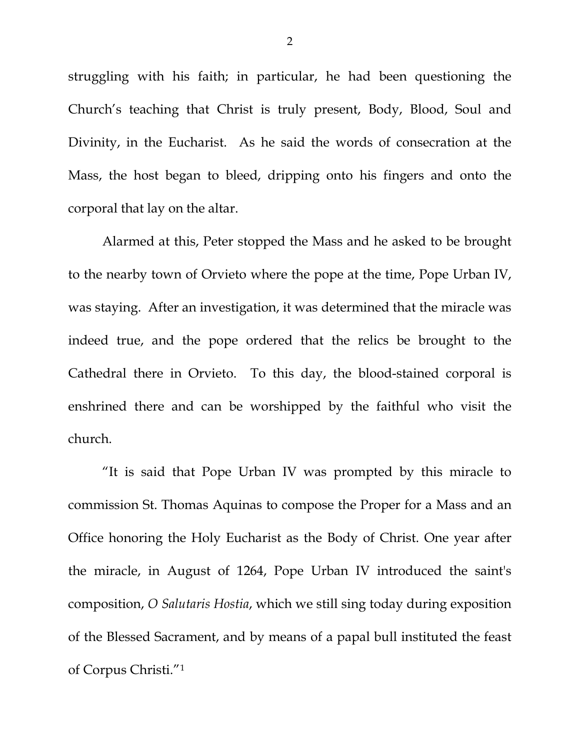struggling with his faith; in particular, he had been questioning the Church's teaching that Christ is truly present, Body, Blood, Soul and Divinity, in the Eucharist. As he said the words of consecration at the Mass, the host began to bleed, dripping onto his fingers and onto the corporal that lay on the altar.

Alarmed at this, Peter stopped the Mass and he asked to be brought to the nearby town of Orvieto where the pope at the time, Pope Urban IV, was staying. After an investigation, it was determined that the miracle was indeed true, and the pope ordered that the relics be brought to the Cathedral there in Orvieto. To this day, the blood-stained corporal is enshrined there and can be worshipped by the faithful who visit the church.

"It is said that Pope Urban IV was prompted by this miracle to commission St. Thomas Aquinas to compose the Proper for a Mass and an Office honoring the Holy Eucharist as the Body of Christ. One year after the miracle, in August of 1264, Pope Urban IV introduced the saint's composition, *O Salutaris Hostia*, which we still sing today during exposition of the Blessed Sacrament, and by means of a papal bull instituted the feast of Corpus Christi."[1]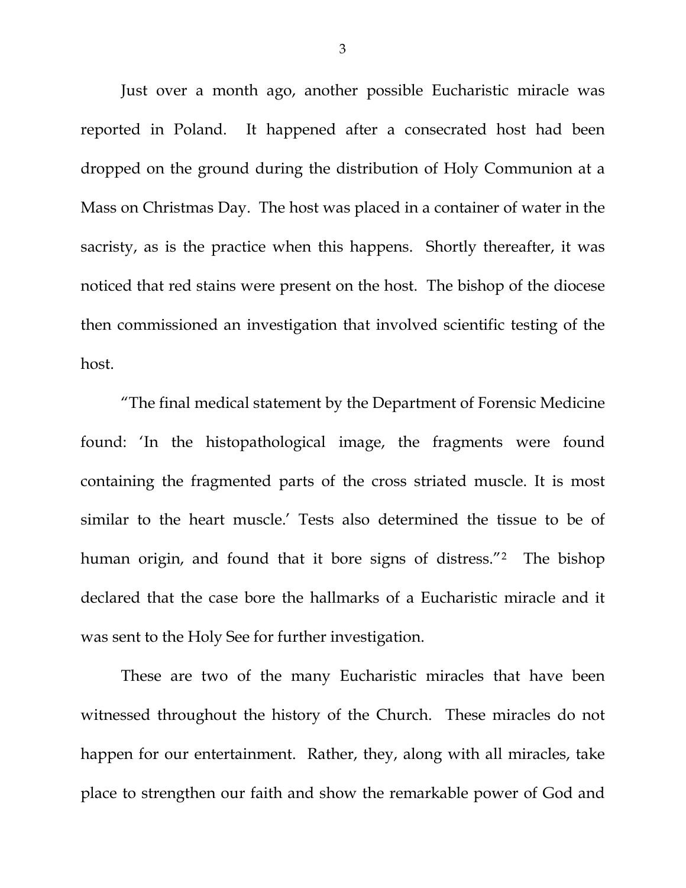Just over a month ago, another possible Eucharistic miracle was reported in Poland. It happened after a consecrated host had been dropped on the ground during the distribution of Holy Communion at a Mass on Christmas Day. The host was placed in a container of water in the sacristy, as is the practice when this happens. Shortly thereafter, it was noticed that red stains were present on the host. The bishop of the diocese then commissioned an investigation that involved scientific testing of the host.

"The final medical statement by the Department of Forensic Medicine found: 'In the histopathological image, the fragments were found containing the fragmented parts of the cross striated muscle. It is most similar to the heart muscle.' Tests also determined the tissue to be of human origin, and found that it bore signs of distress."[2] The bishop declared that the case bore the hallmarks of a Eucharistic miracle and it was sent to the Holy See for further investigation.

These are two of the many Eucharistic miracles that have been witnessed throughout the history of the Church. These miracles do not happen for our entertainment. Rather, they, along with all miracles, take place to strengthen our faith and show the remarkable power of God and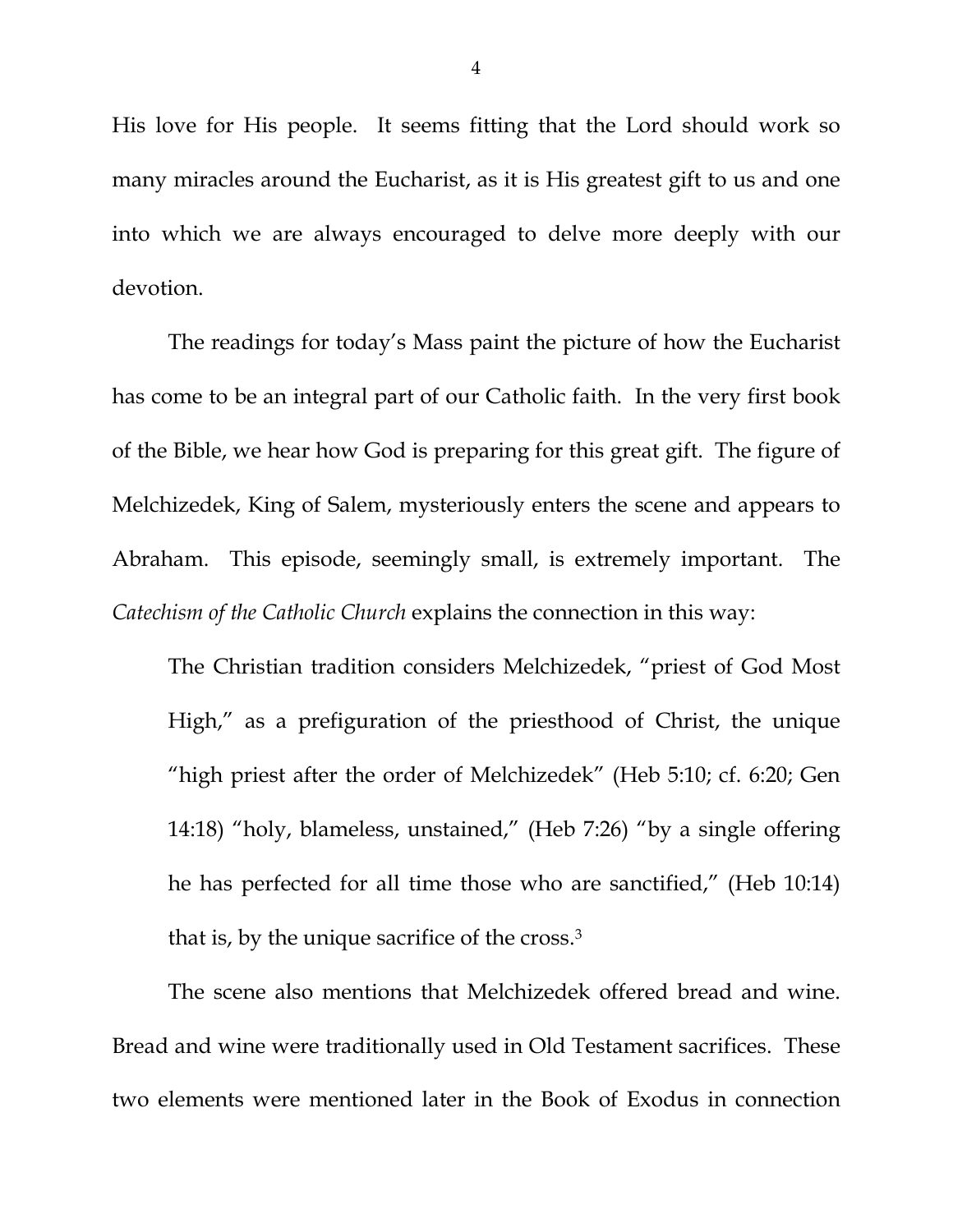His love for His people. It seems fitting that the Lord should work so many miracles around the Eucharist, as it is His greatest gift to us and one into which we are always encouraged to delve more deeply with our devotion.

The readings for today's Mass paint the picture of how the Eucharist has come to be an integral part of our Catholic faith. In the very first book of the Bible, we hear how God is preparing for this great gift. The figure of Melchizedek, King of Salem, mysteriously enters the scene and appears to Abraham. This episode, seemingly small, is extremely important. The *Catechism of the Catholic Church* explains the connection in this way:

> The Christian tradition considers Melchizedek, "priest of God Most High," as a prefiguration of the priesthood of Christ, the unique "high priest after the order of Melchizedek" (Heb 5:10; cf. 6:20; Gen 14:18) "holy, blameless, unstained," (Heb 7:26) "by a single offering he has perfected for all time those who are sanctified," (Heb 10:14) that is, by the unique sacrifice of the cross.[3]

The scene also mentions that Melchizedek offered bread and wine. Bread and wine were traditionally used in Old Testament sacrifices. These two elements were mentioned later in the Book of Exodus in connection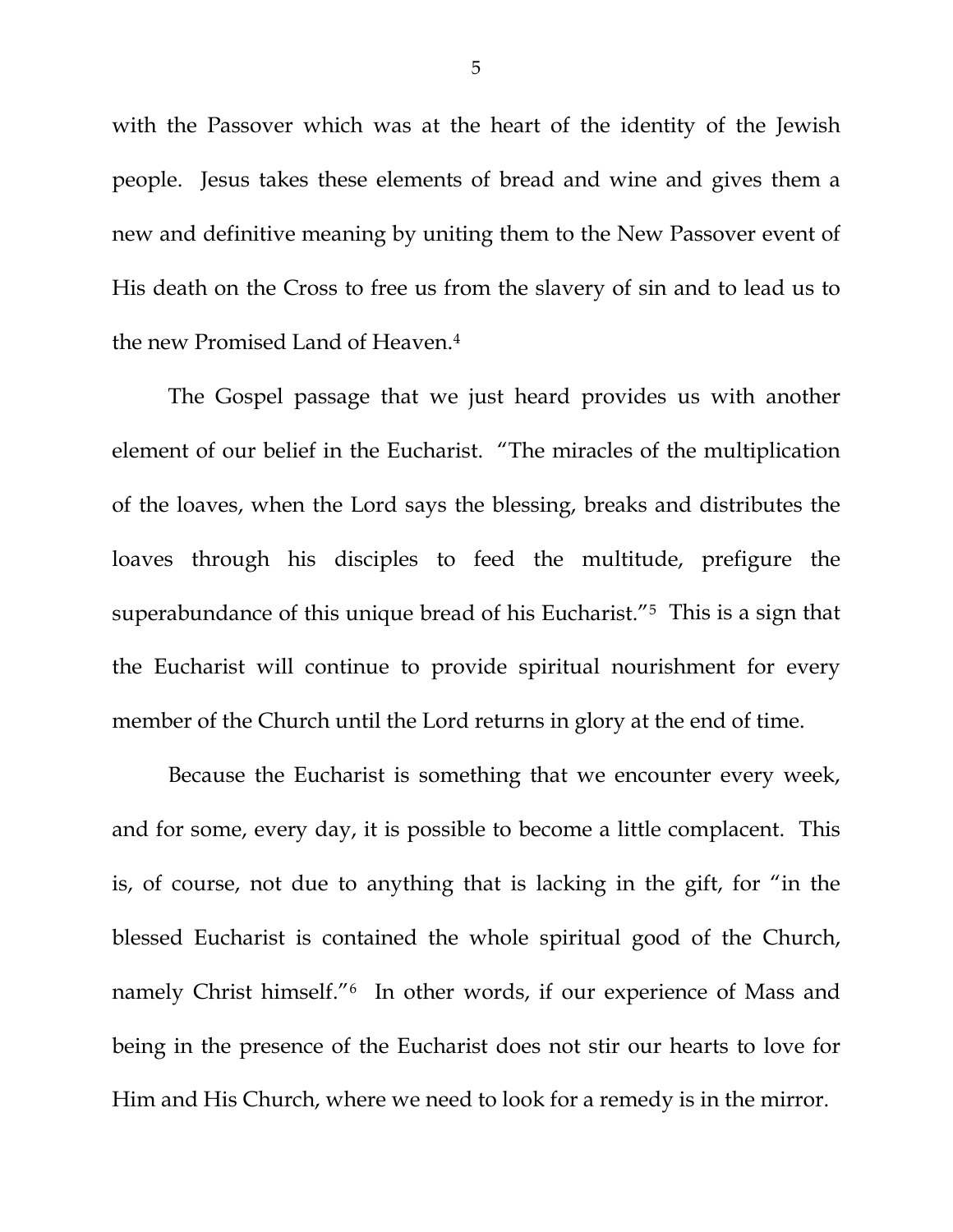with the Passover which was at the heart of the identity of the Jewish people. Jesus takes these elements of bread and wine and gives them a new and definitive meaning by uniting them to the New Passover event of His death on the Cross to free us from the slavery of sin and to lead us to the new Promised Land of Heaven.[4]

The Gospel passage that we just heard provides us with another element of our belief in the Eucharist. "The miracles of the multiplication of the loaves, when the Lord says the blessing, breaks and distributes the loaves through his disciples to feed the multitude, prefigure the superabundance of this unique bread of his Eucharist."[5] This is a sign that the Eucharist will continue to provide spiritual nourishment for every member of the Church until the Lord returns in glory at the end of time.

Because the Eucharist is something that we encounter every week, and for some, every day, it is possible to become a little complacent. This is, of course, not due to anything that is lacking in the gift, for "in the blessed Eucharist is contained the whole spiritual good of the Church, namely Christ himself."[6] In other words, if our experience of Mass and being in the presence of the Eucharist does not stir our hearts to love for Him and His Church, where we need to look for a remedy is in the mirror.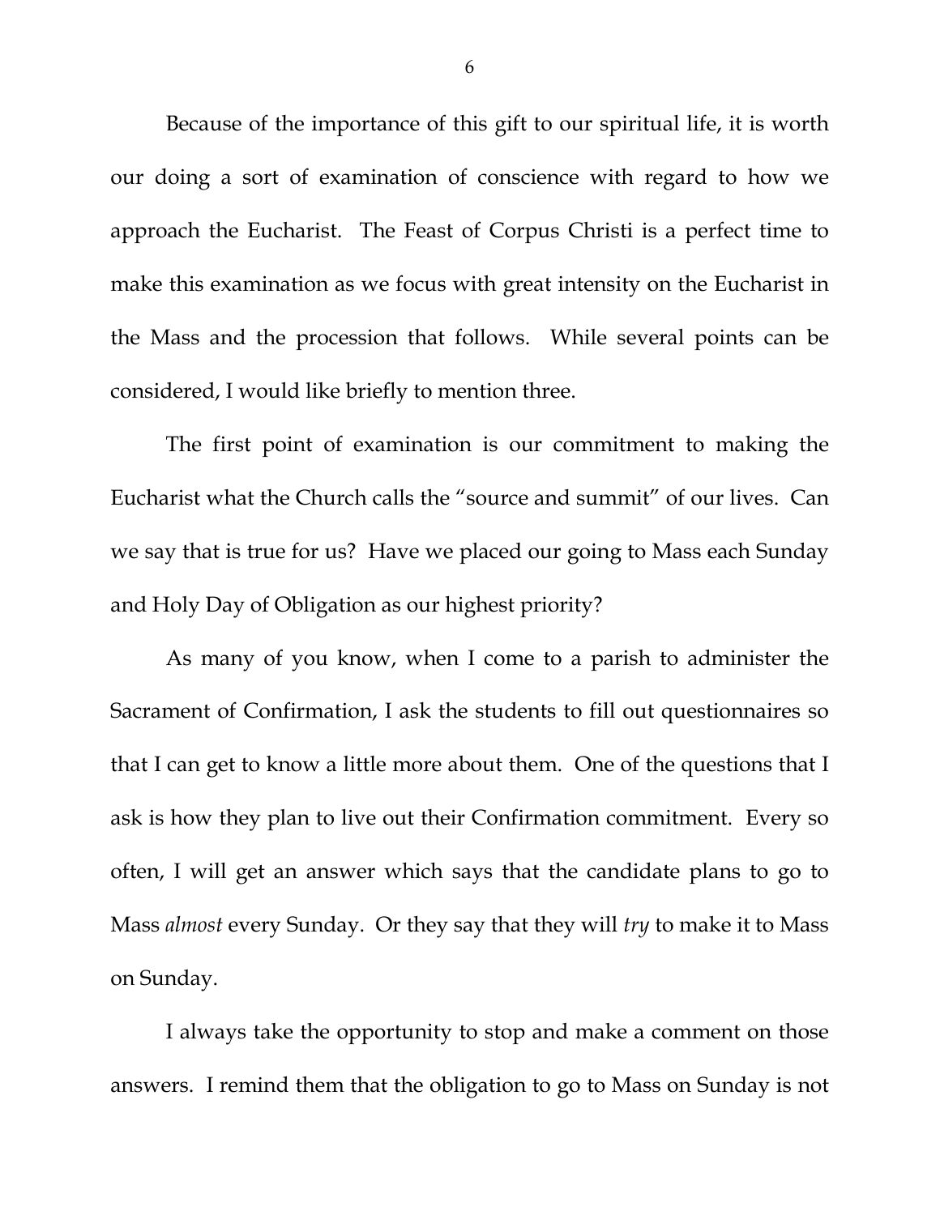Because of the importance of this gift to our spiritual life, it is worth our doing a sort of examination of conscience with regard to how we approach the Eucharist. The Feast of Corpus Christi is a perfect time to make this examination as we focus with great intensity on the Eucharist in the Mass and the procession that follows. While several points can be considered, I would like briefly to mention three.

The first point of examination is our commitment to making the Eucharist what the Church calls the "source and summit" of our lives. Can we say that is true for us? Have we placed our going to Mass each Sunday and Holy Day of Obligation as our highest priority?

As many of you know, when I come to a parish to administer the Sacrament of Confirmation, I ask the students to fill out questionnaires so that I can get to know a little more about them. One of the questions that I ask is how they plan to live out their Confirmation commitment. Every so often, I will get an answer which says that the candidate plans to go to Mass *almost* every Sunday. Or they say that they will *try* to make it to Mass on Sunday.

I always take the opportunity to stop and make a comment on those answers. I remind them that the obligation to go to Mass on Sunday is not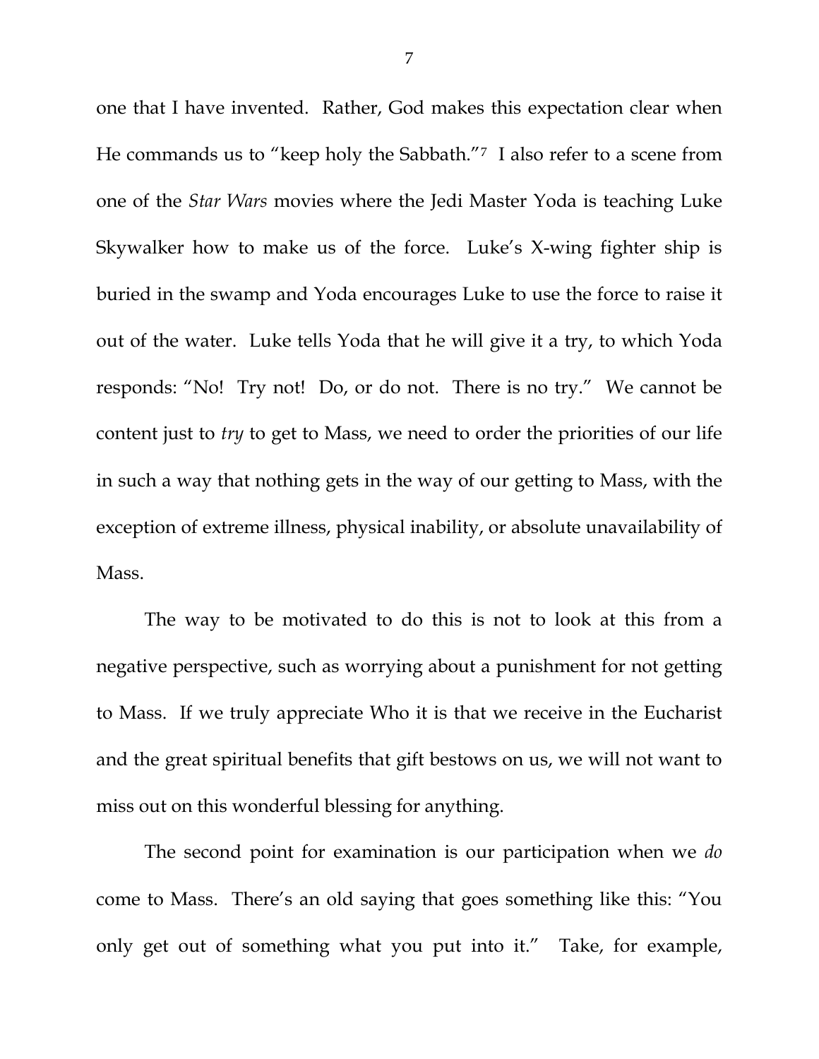one that I have invented. Rather, God makes this expectation clear when He commands us to "keep holy the Sabbath."[7] I also refer to a scene from one of the *Star Wars* movies where the Jedi Master Yoda is teaching Luke Skywalker how to make us of the force. Luke's X-wing fighter ship is buried in the swamp and Yoda encourages Luke to use the force to raise it out of the water. Luke tells Yoda that he will give it a try, to which Yoda responds: "No! Try not! Do, or do not. There is no try." We cannot be content just to *try* to get to Mass, we need to order the priorities of our life in such a way that nothing gets in the way of our getting to Mass, with the exception of extreme illness, physical inability, or absolute unavailability of Mass.

The way to be motivated to do this is not to look at this from a negative perspective, such as worrying about a punishment for not getting to Mass. If we truly appreciate Who it is that we receive in the Eucharist and the great spiritual benefits that gift bestows on us, we will not want to miss out on this wonderful blessing for anything.

The second point for examination is our participation when we *do* come to Mass. There's an old saying that goes something like this: "You only get out of something what you put into it." Take, for example,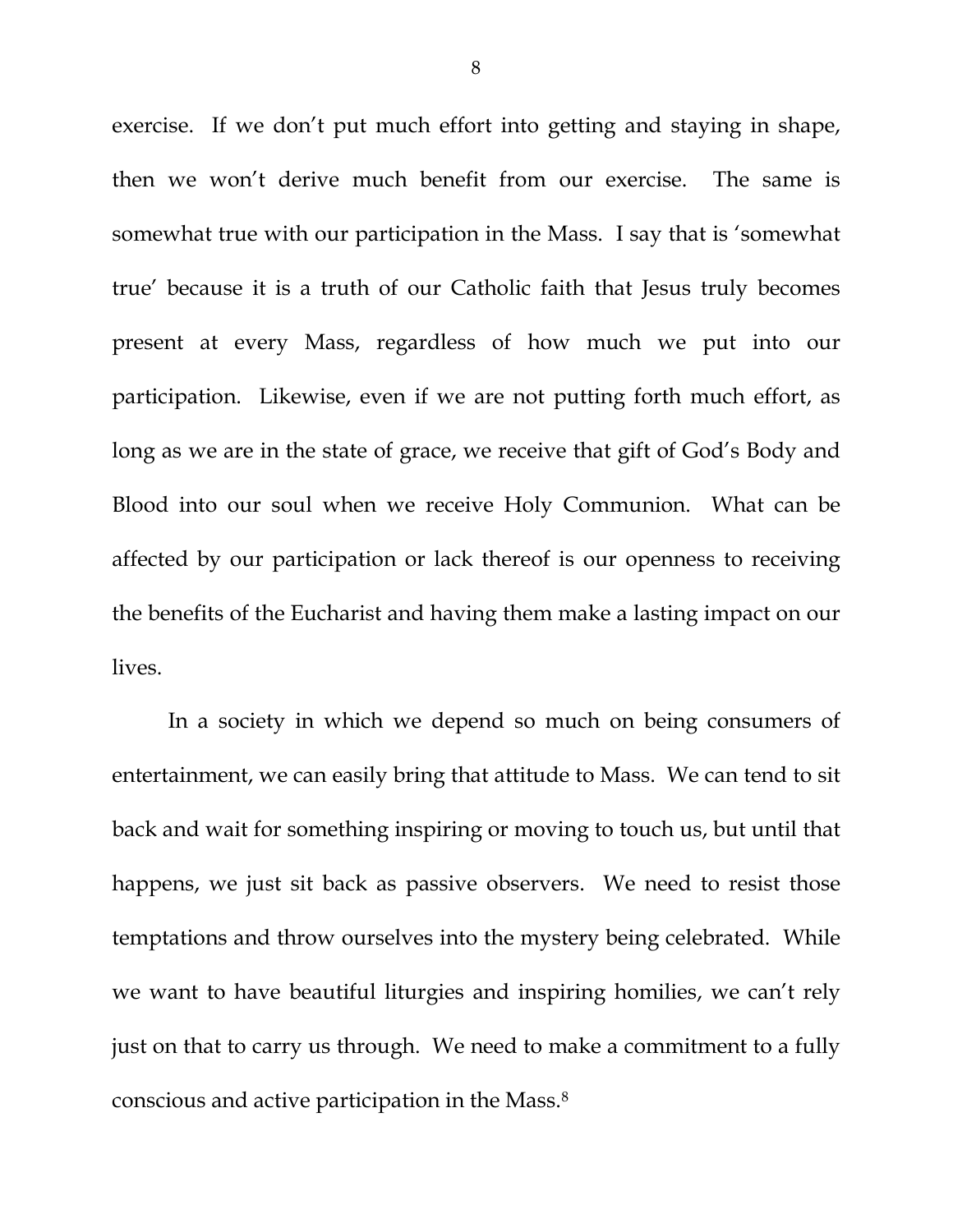exercise. If we don't put much effort into getting and staying in shape, then we won't derive much benefit from our exercise. The same is somewhat true with our participation in the Mass. I say that is 'somewhat true' because it is a truth of our Catholic faith that Jesus truly becomes present at every Mass, regardless of how much we put into our participation. Likewise, even if we are not putting forth much effort, as long as we are in the state of grace, we receive that gift of God's Body and Blood into our soul when we receive Holy Communion. What can be affected by our participation or lack thereof is our openness to receiving the benefits of the Eucharist and having them make a lasting impact on our lives.

In a society in which we depend so much on being consumers of entertainment, we can easily bring that attitude to Mass. We can tend to sit back and wait for something inspiring or moving to touch us, but until that happens, we just sit back as passive observers. We need to resist those temptations and throw ourselves into the mystery being celebrated. While we want to have beautiful liturgies and inspiring homilies, we can't rely just on that to carry us through. We need to make a commitment to a fully conscious and active participation in the Mass.[8]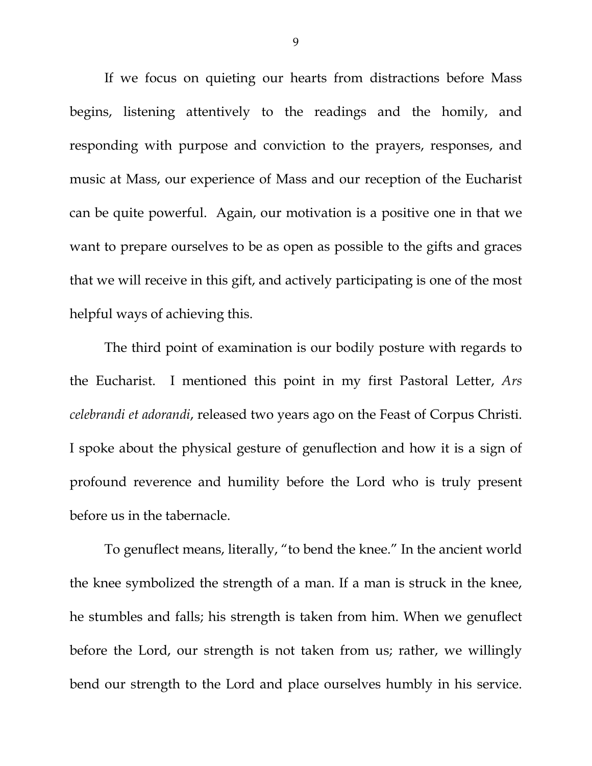If we focus on quieting our hearts from distractions before Mass begins, listening attentively to the readings and the homily, and responding with purpose and conviction to the prayers, responses, and music at Mass, our experience of Mass and our reception of the Eucharist can be quite powerful. Again, our motivation is a positive one in that we want to prepare ourselves to be as open as possible to the gifts and graces that we will receive in this gift, and actively participating is one of the most helpful ways of achieving this.

The third point of examination is our bodily posture with regards to the Eucharist. I mentioned this point in my first Pastoral Letter, *Ars celebrandi et adorandi*, released two years ago on the Feast of Corpus Christi. I spoke about the physical gesture of genuflection and how it is a sign of profound reverence and humility before the Lord who is truly present before us in the tabernacle.

To genuflect means, literally, "to bend the knee." In the ancient world the knee symbolized the strength of a man. If a man is struck in the knee, he stumbles and falls; his strength is taken from him. When we genuflect before the Lord, our strength is not taken from us; rather, we willingly bend our strength to the Lord and place ourselves humbly in his service.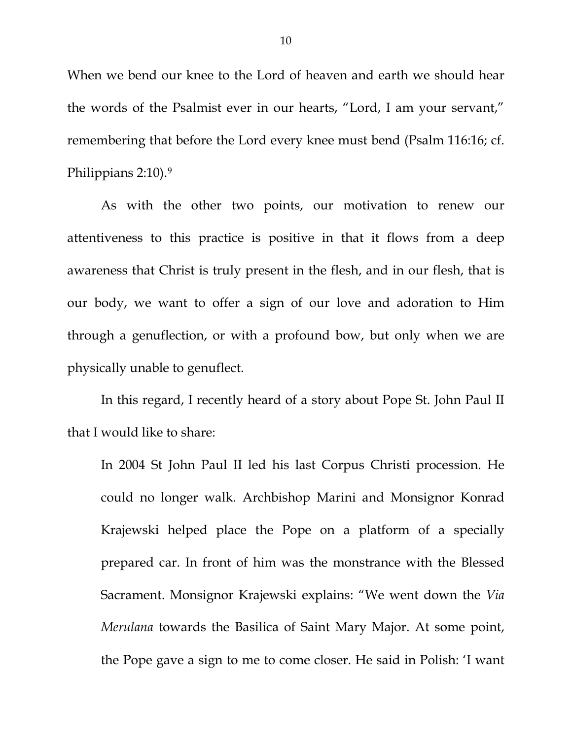When we bend our knee to the Lord of heaven and earth we should hear the words of the Psalmist ever in our hearts, "Lord, I am your servant," remembering that before the Lord every knee must bend (Psalm 116:16; cf. Philippians 2:10).[9]

As with the other two points, our motivation to renew our attentiveness to this practice is positive in that it flows from a deep awareness that Christ is truly present in the flesh, and in our flesh, that is our body, we want to offer a sign of our love and adoration to Him through a genuflection, or with a profound bow, but only when we are physically unable to genuflect.

In this regard, I recently heard of a story about Pope St. John Paul II that I would like to share:

> In 2004 St John Paul II led his last Corpus Christi procession. He could no longer walk. Archbishop Marini and Monsignor Konrad Krajewski helped place the Pope on a platform of a specially prepared car. In front of him was the monstrance with the Blessed Sacrament. Monsignor Krajewski explains: "We went down the *Via Merulana* towards the Basilica of Saint Mary Major. At some point, the Pope gave a sign to me to come closer. He said in Polish: 'I want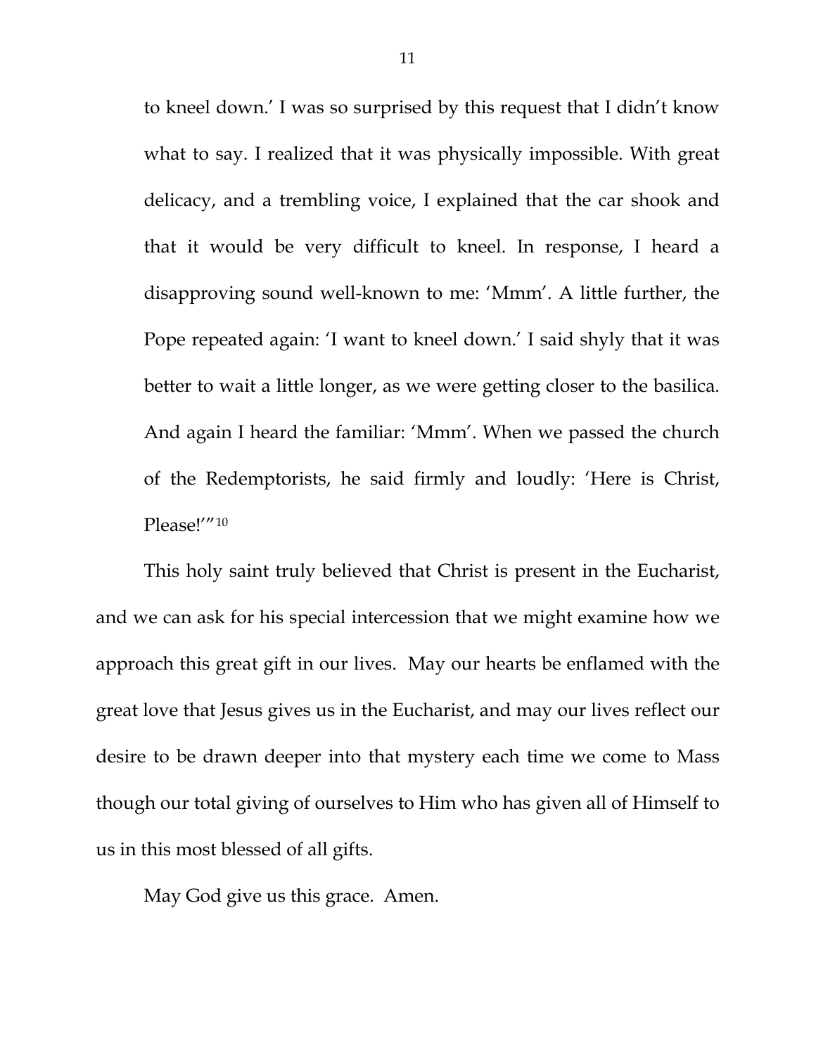to kneel down.' I was so surprised by this request that I didn't know what to say. I realized that it was physically impossible. With great delicacy, and a trembling voice, I explained that the car shook and that it would be very difficult to kneel. In response, I heard a disapproving sound well-known to me: 'Mmm'. A little further, the Pope repeated again: 'I want to kneel down.' I said shyly that it was better to wait a little longer, as we were getting closer to the basilica. And again I heard the familiar: 'Mmm'. When we passed the church of the Redemptorists, he said firmly and loudly: 'Here is Christ, Please!'"[10]

This holy saint truly believed that Christ is present in the Eucharist, and we can ask for his special intercession that we might examine how we approach this great gift in our lives. May our hearts be enflamed with the great love that Jesus gives us in the Eucharist, and may our lives reflect our desire to be drawn deeper into that mystery each time we come to Mass though our total giving of ourselves to Him who has given all of Himself to us in this most blessed of all gifts.

May God give us this grace. Amen.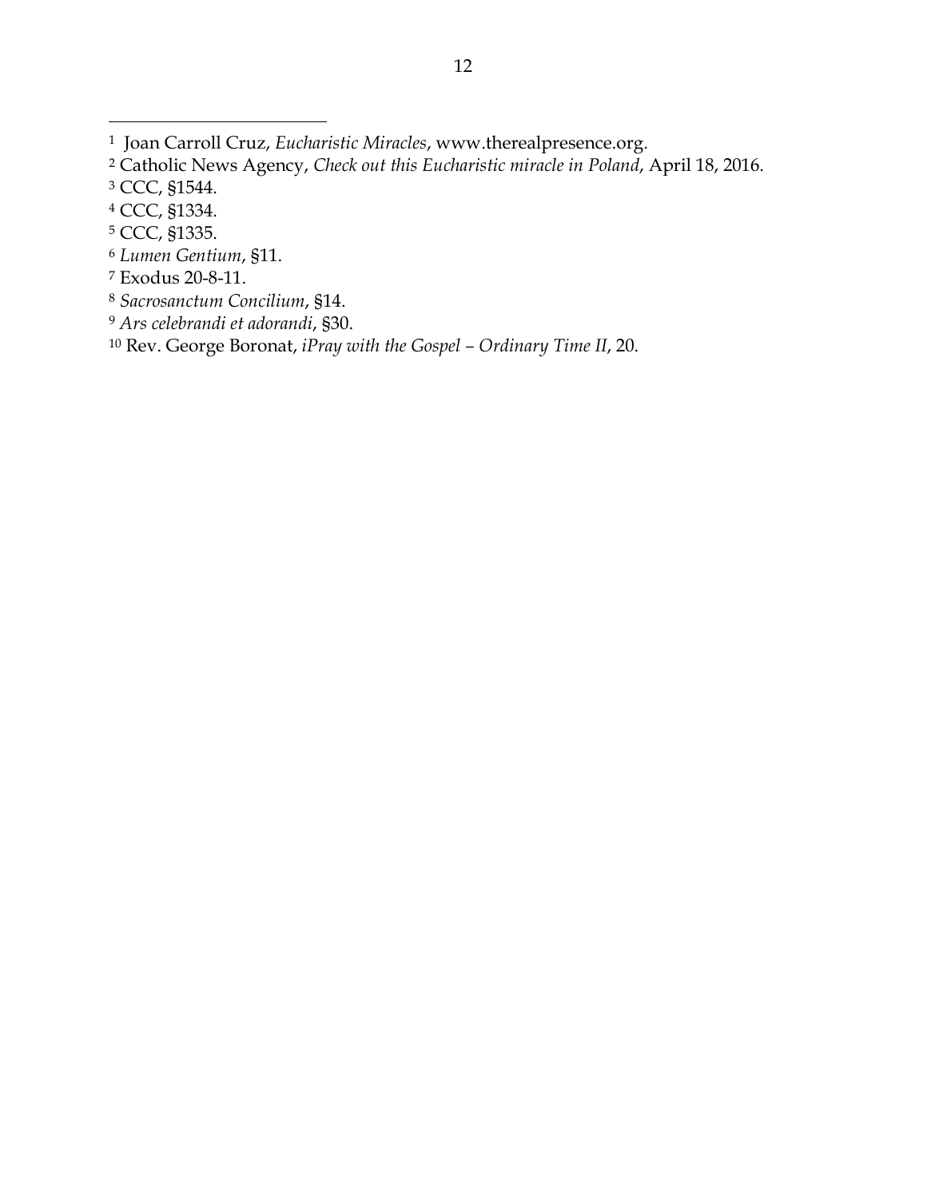[1] Joan Carroll Cruz, *Eucharistic Miracles*, www.therealpresence.org.
[2] Catholic News Agency, *Check out this Eucharistic miracle in Poland*, April 18, 2016.
[3] CCC, §1544.
[4] CCC, §1334.
[5] CCC, §1335.
[6] *Lumen Gentium*, §11.
[7] Exodus 20-8-11.
[8] *Sacrosanctum Concilium*, §14.
[9] *Ars celebrandi et adorandi*, §30.
[10] Rev. George Boronat, *iPray with the Gospel – Ordinary Time II*, 20.